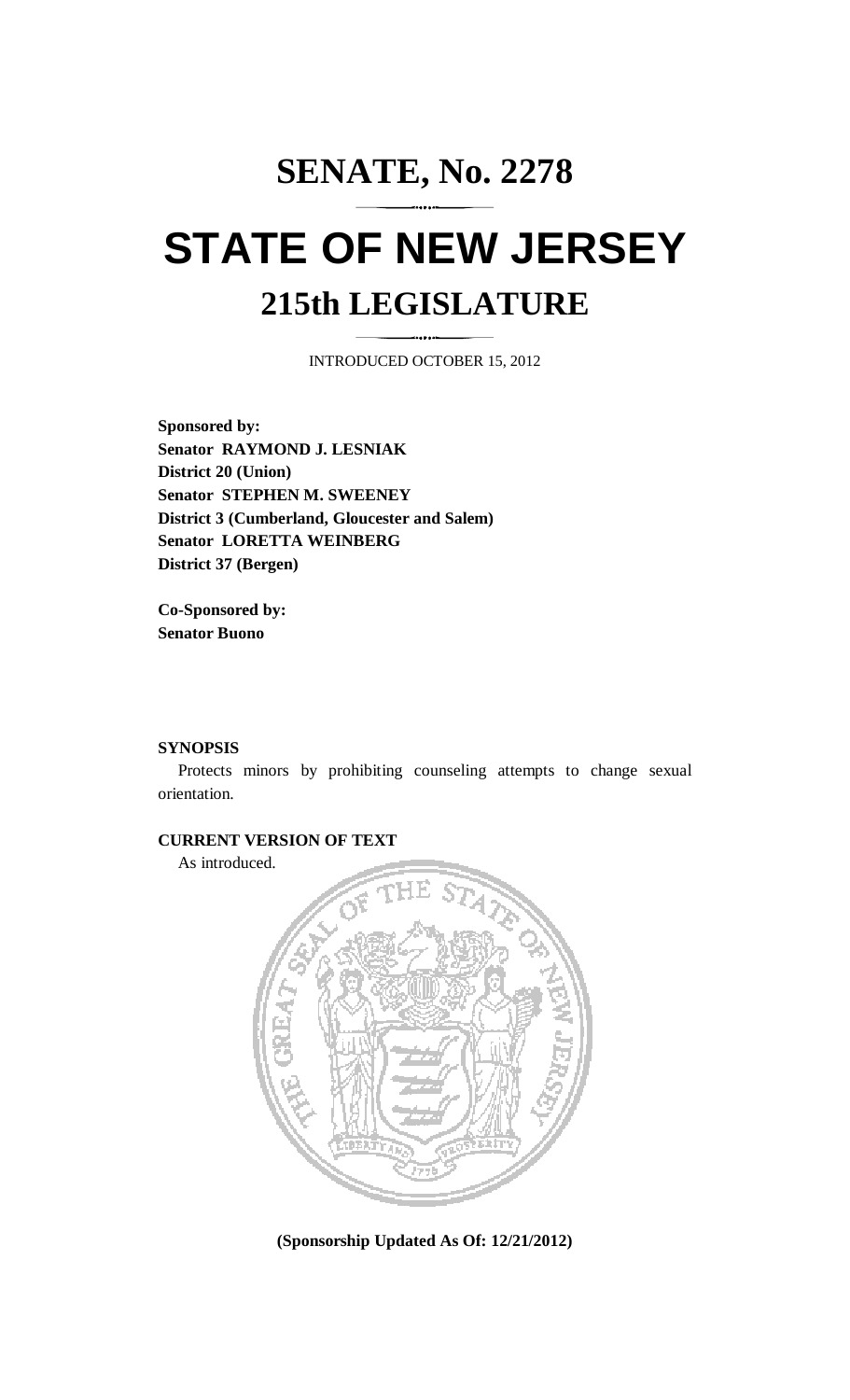# SENATE, No. 2278

# STATE OF NEW JERSEY

## 215th LEGISLATURE

INTRODUCED OCTOBER 15, 2012

**Sponsored by:**
**Senator RAYMOND J. LESNIAK**
**District 20 (Union)**
**Senator STEPHEN M. SWEENEY**
**District 3 (Cumberland, Gloucester and Salem)**
**Senator LORETTA WEINBERG**
**District 37 (Bergen)**

**Co-Sponsored by:**
**Senator Buono**

**SYNOPSIS**

Protects minors by prohibiting counseling attempts to change sexual orientation.

**CURRENT VERSION OF TEXT**

As introduced.

**(Sponsorship Updated As Of: 12/21/2012)**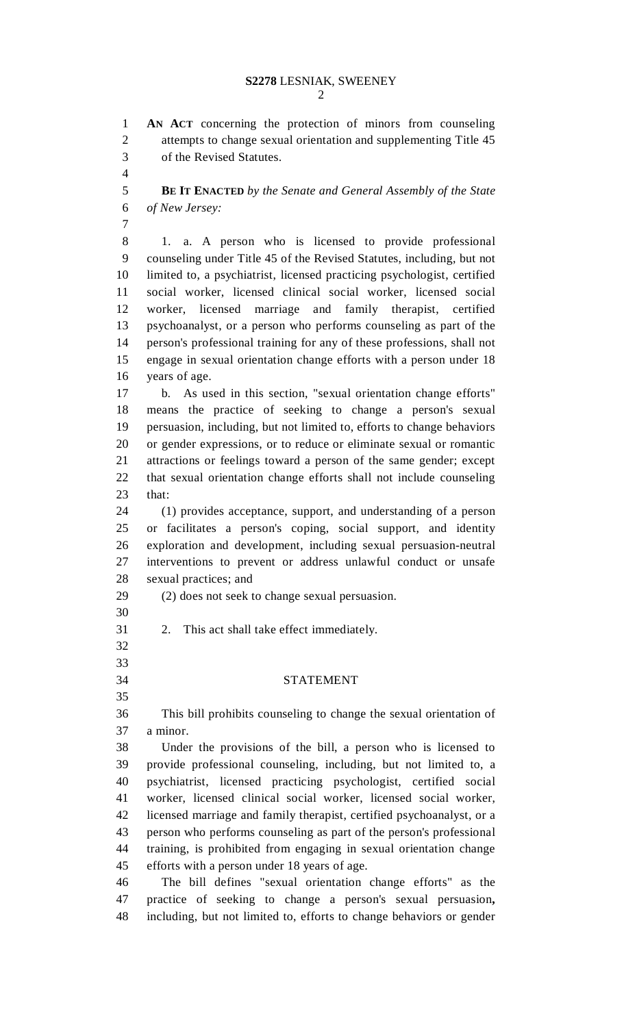**AN ACT** concerning the protection of minors from counseling attempts to change sexual orientation and supplementing Title 45 of the Revised Statutes.

**BE IT ENACTED** *by the Senate and General Assembly of the State of New Jersey:*

1. a. A person who is licensed to provide professional counseling under Title 45 of the Revised Statutes, including, but not limited to, a psychiatrist, licensed practicing psychologist, certified social worker, licensed clinical social worker, licensed social worker, licensed marriage and family therapist, certified psychoanalyst, or a person who performs counseling as part of the person's professional training for any of these professions, shall not engage in sexual orientation change efforts with a person under 18 years of age.

b. As used in this section, "sexual orientation change efforts" means the practice of seeking to change a person's sexual persuasion, including, but not limited to, efforts to change behaviors or gender expressions, or to reduce or eliminate sexual or romantic attractions or feelings toward a person of the same gender; except that sexual orientation change efforts shall not include counseling that:

(1) provides acceptance, support, and understanding of a person or facilitates a person's coping, social support, and identity exploration and development, including sexual persuasion-neutral interventions to prevent or address unlawful conduct or unsafe sexual practices; and

(2) does not seek to change sexual persuasion.

2. This act shall take effect immediately.

STATEMENT

This bill prohibits counseling to change the sexual orientation of a minor.

Under the provisions of the bill, a person who is licensed to provide professional counseling, including, but not limited to, a psychiatrist, licensed practicing psychologist, certified social worker, licensed clinical social worker, licensed social worker, licensed marriage and family therapist, certified psychoanalyst, or a person who performs counseling as part of the person's professional training, is prohibited from engaging in sexual orientation change efforts with a person under 18 years of age.

The bill defines "sexual orientation change efforts" as the practice of seeking to change a person's sexual persuasion**,** including, but not limited to, efforts to change behaviors or gender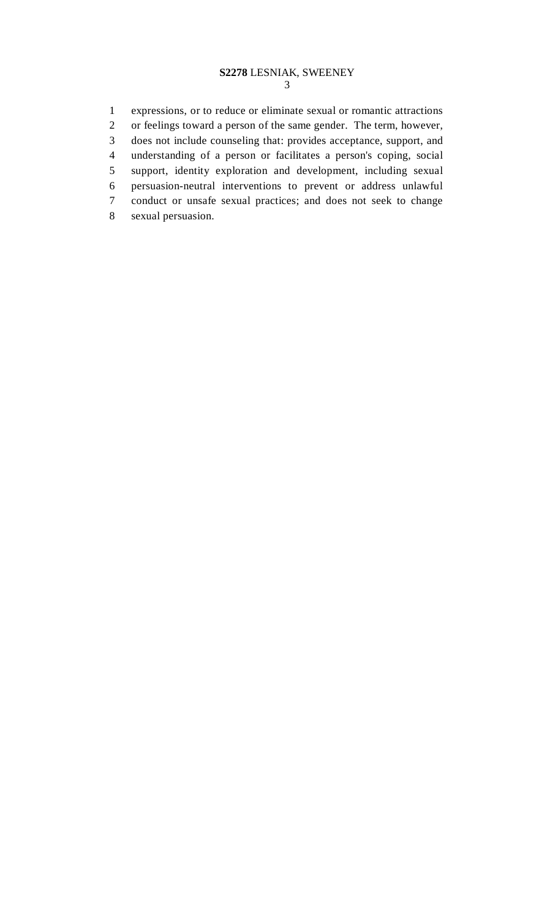expressions, or to reduce or eliminate sexual or romantic attractions or feelings toward a person of the same gender. The term, however, does not include counseling that: provides acceptance, support, and understanding of a person or facilitates a person's coping, social support, identity exploration and development, including sexual persuasion-neutral interventions to prevent or address unlawful conduct or unsafe sexual practices; and does not seek to change sexual persuasion.